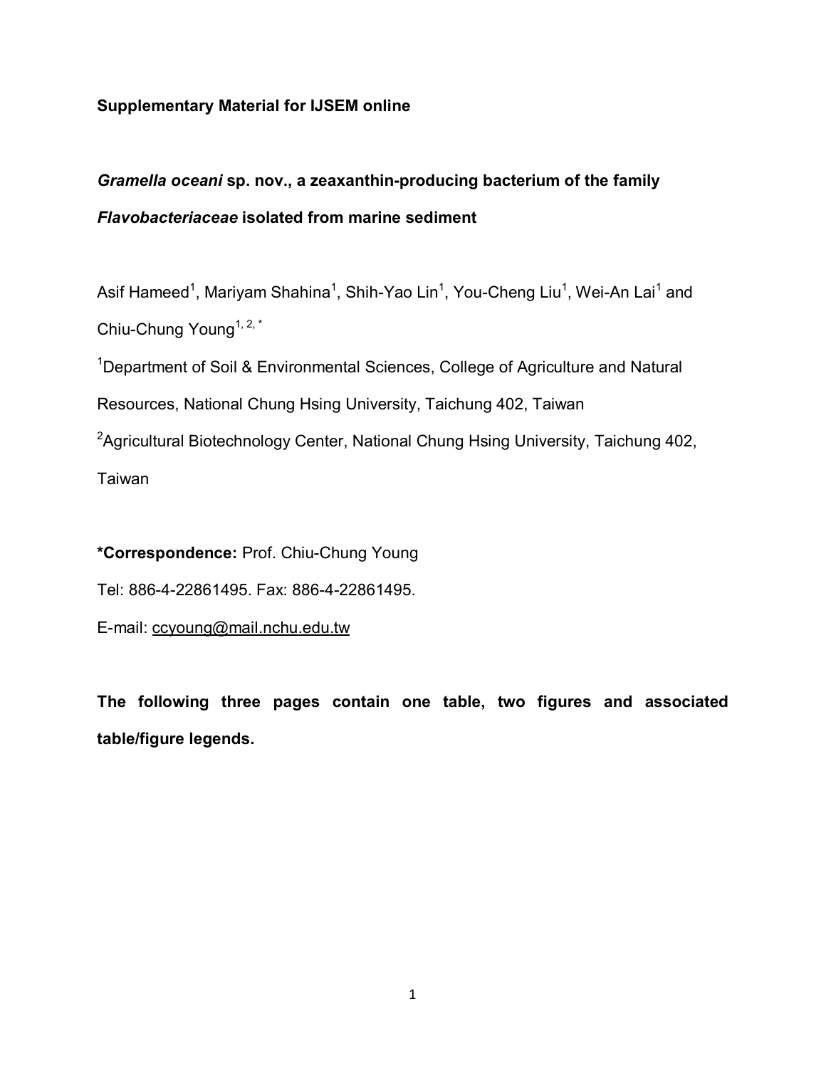**Supplementary Material for IJSEM online**

# *Gramella oceani* sp. nov., a zeaxanthin-producing bacterium of the family *Flavobacteriaceae* isolated from marine sediment

Asif Hameed[1], Mariyam Shahina[1], Shih-Yao Lin[1], You-Cheng Liu[1], Wei-An Lai[1] and Chiu-Chung Young[1, 2, *]

[1]Department of Soil & Environmental Sciences, College of Agriculture and Natural Resources, National Chung Hsing University, Taichung 402, Taiwan

[2]Agricultural Biotechnology Center, National Chung Hsing University, Taichung 402, Taiwan

**\*Correspondence:** Prof. Chiu-Chung Young

Tel: 886-4-22861495. Fax: 886-4-22861495.

E-mail: ccyoung@mail.nchu.edu.tw

**The following three pages contain one table, two figures and associated table/figure legends.**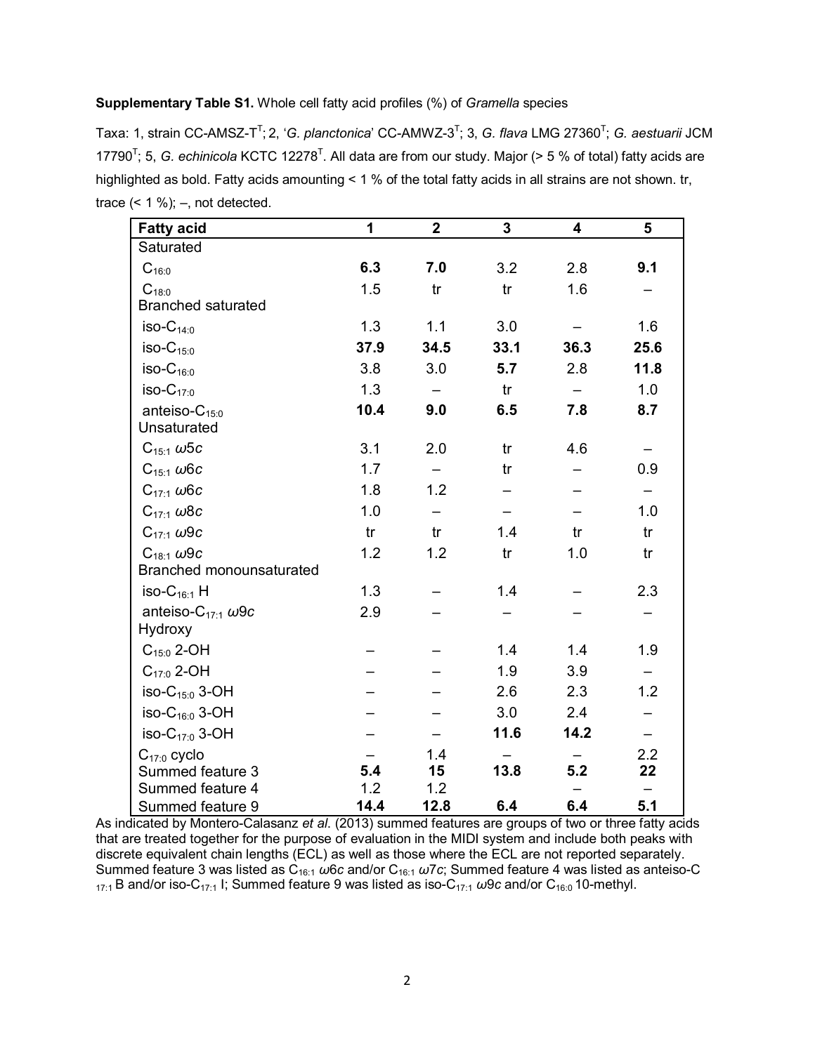**Supplementary Table S1.** Whole cell fatty acid profiles (%) of *Gramella* species

Taxa: 1, strain CC-AMSZ-T[T]; 2, '*G. planctonica*' CC-AMWZ-3[T]; 3, *G. flava* LMG 27360[T]; *G. aestuarii* JCM 17790[T]; 5, *G. echinicola* KCTC 12278[T]. All data are from our study. Major (> 5 % of total) fatty acids are highlighted as bold. Fatty acids amounting < 1 % of the total fatty acids in all strains are not shown. tr, trace (< 1 %); –, not detected.

| Fatty acid | 1 | 2 | 3 | 4 | 5 |
|---|---|---|---|---|---|
| Saturated | | | | | |
| $C_{16:0}$ | **6.3** | **7.0** | 3.2 | 2.8 | **9.1** |
| $C_{18:0}$ | 1.5 | tr | tr | 1.6 | – |
| Branched saturated | | | | | |
| iso-$C_{14:0}$ | 1.3 | 1.1 | 3.0 | – | 1.6 |
| iso-$C_{15:0}$ | **37.9** | **34.5** | **33.1** | **36.3** | **25.6** |
| iso-$C_{16:0}$ | 3.8 | 3.0 | **5.7** | 2.8 | **11.8** |
| iso-$C_{17:0}$ | 1.3 | – | tr | – | 1.0 |
| anteiso-$C_{15:0}$ | **10.4** | **9.0** | **6.5** | **7.8** | **8.7** |
| Unsaturated | | | | | |
| $C_{15:1}$ $\omega5c$ | 3.1 | 2.0 | tr | 4.6 | – |
| $C_{15:1}$ $\omega6c$ | 1.7 | – | tr | – | 0.9 |
| $C_{17:1}$ $\omega6c$ | 1.8 | 1.2 | – | – | – |
| $C_{17:1}$ $\omega8c$ | 1.0 | – | – | – | 1.0 |
| $C_{17:1}$ $\omega9c$ | tr | tr | 1.4 | tr | tr |
| $C_{18:1}$ $\omega9c$ | 1.2 | 1.2 | tr | 1.0 | tr |
| Branched monounsaturated | | | | | |
| iso-$C_{16:1}$ H | 1.3 | – | 1.4 | – | 2.3 |
| anteiso-$C_{17:1}$ $\omega9c$ | 2.9 | – | – | – | – |
| Hydroxy | | | | | |
| $C_{15:0}$ 2-OH | – | – | 1.4 | 1.4 | 1.9 |
| $C_{17:0}$ 2-OH | – | – | 1.9 | 3.9 | – |
| iso-$C_{15:0}$ 3-OH | – | – | 2.6 | 2.3 | 1.2 |
| iso-$C_{16:0}$ 3-OH | – | – | 3.0 | 2.4 | – |
| iso-$C_{17:0}$ 3-OH | – | – | **11.6** | **14.2** | – |
| $C_{17:0}$ cyclo | – | 1.4 | – | – | 2.2 |
| Summed feature 3 | **5.4** | **15** | **13.8** | **5.2** | **22** |
| Summed feature 4 | 1.2 | 1.2 | | – | – |
| Summed feature 9 | **14.4** | **12.8** | **6.4** | **6.4** | **5.1** |

As indicated by Montero-Calasanz *et al.* (2013) summed features are groups of two or three fatty acids that are treated together for the purpose of evaluation in the MIDI system and include both peaks with discrete equivalent chain lengths (ECL) as well as those where the ECL are not reported separately. Summed feature 3 was listed as $C_{16:1}$ $\omega6c$ and/or $C_{16:1}$ $\omega7c$; Summed feature 4 was listed as anteiso-$C_{17:1}$ B and/or iso-$C_{17:1}$ I; Summed feature 9 was listed as iso-$C_{17:1}$ $\omega9c$ and/or $C_{16:0}$ 10-methyl.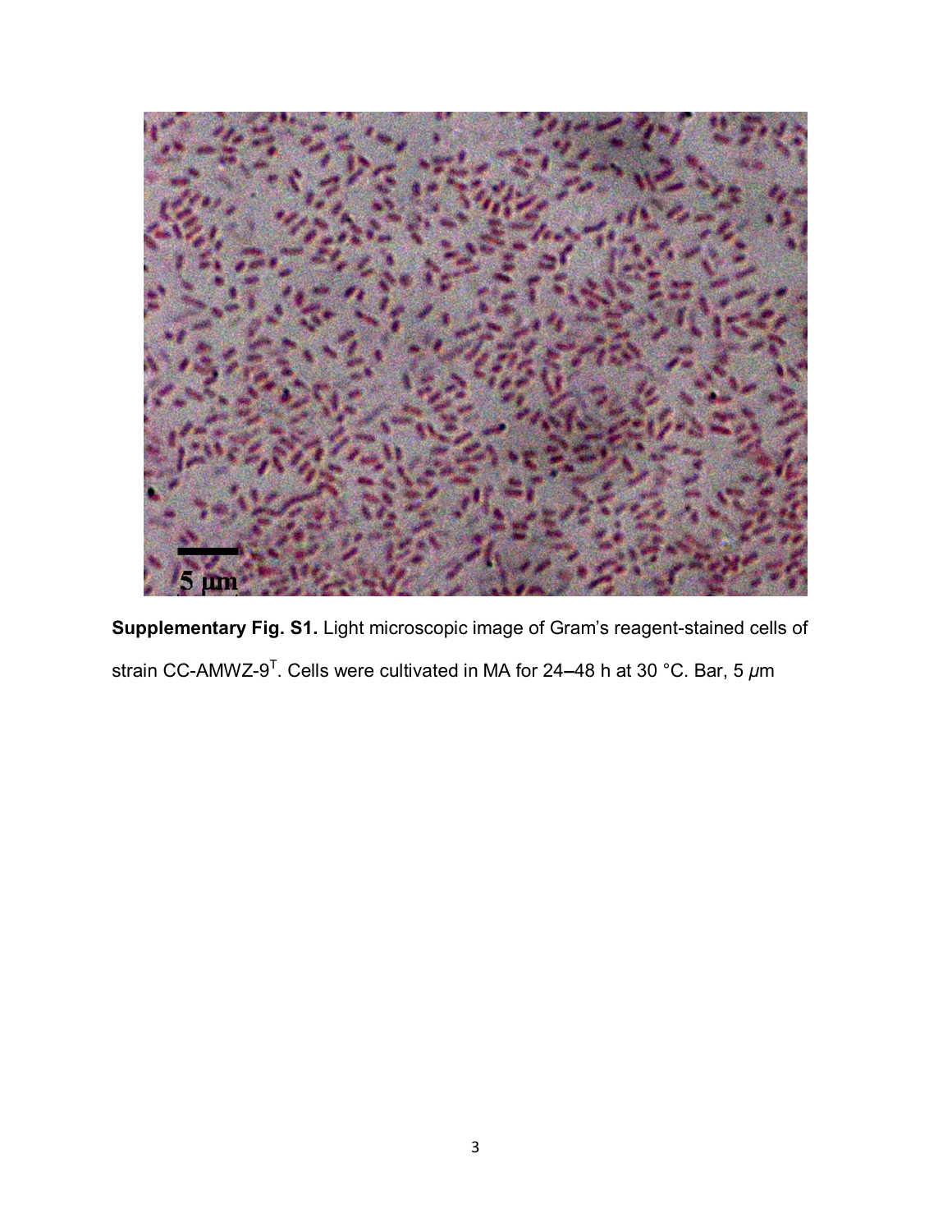**Supplementary Fig. S1.** Light microscopic image of Gram's reagent-stained cells of strain CC-AMWZ-9$^T$. Cells were cultivated in MA for 24–48 h at 30 °C. Bar, 5 $\mu$m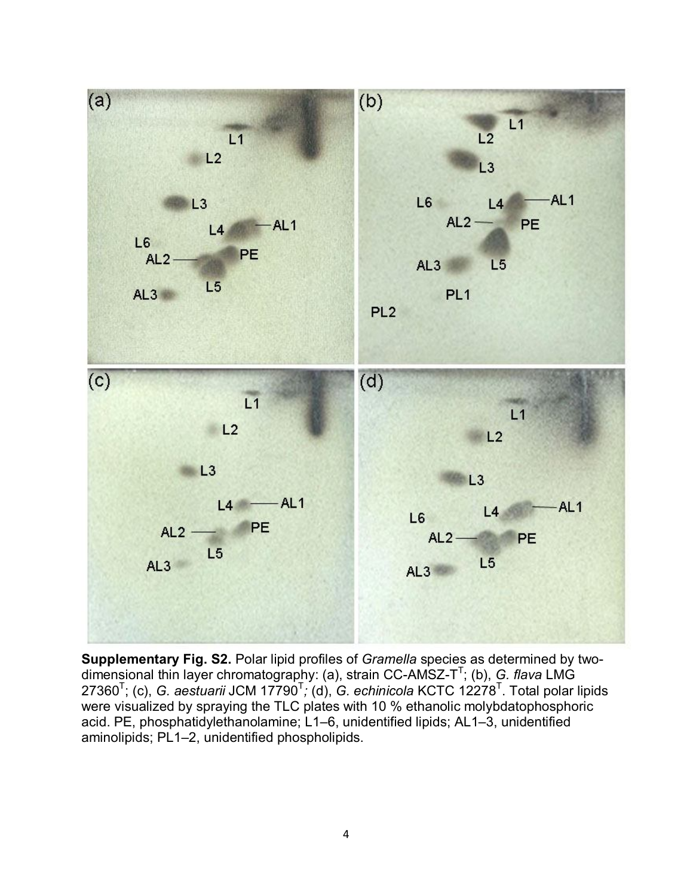**Supplementary Fig. S2.** Polar lipid profiles of *Gramella* species as determined by two-dimensional thin layer chromatography: (a), strain CC-AMSZ-T$^{T}$; (b), *G. flava* LMG 27360$^{T}$; (c), *G. aestuarii* JCM 17790$^{T}$; (d), *G. echinicola* KCTC 12278$^{T}$. Total polar lipids were visualized by spraying the TLC plates with 10 % ethanolic molybdatophosphoric acid. PE, phosphatidylethanolamine; L1–6, unidentified lipids; AL1–3, unidentified aminolipids; PL1–2, unidentified phospholipids.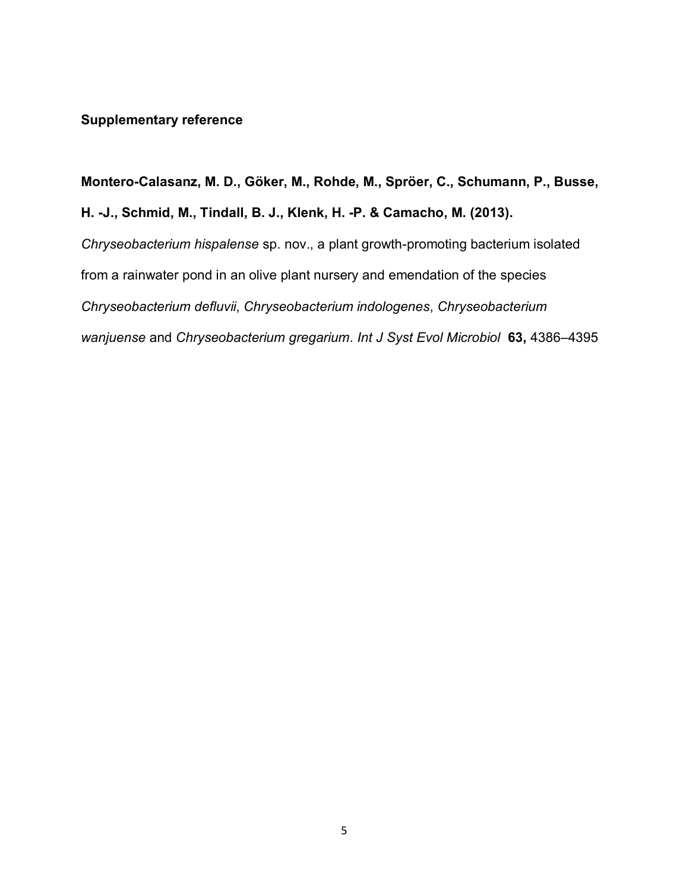**Supplementary reference**

**Montero-Calasanz, M. D., Göker, M., Rohde, M., Spröer, C., Schumann, P., Busse, H. -J., Schmid, M., Tindall, B. J., Klenk, H. -P. & Camacho, M. (2013).** *Chryseobacterium hispalense* sp. nov., a plant growth-promoting bacterium isolated from a rainwater pond in an olive plant nursery and emendation of the species *Chryseobacterium defluvii*, *Chryseobacterium indologenes*, *Chryseobacterium wanjuense* and *Chryseobacterium gregarium*. *Int J Syst Evol Microbiol* **63,** 4386–4395